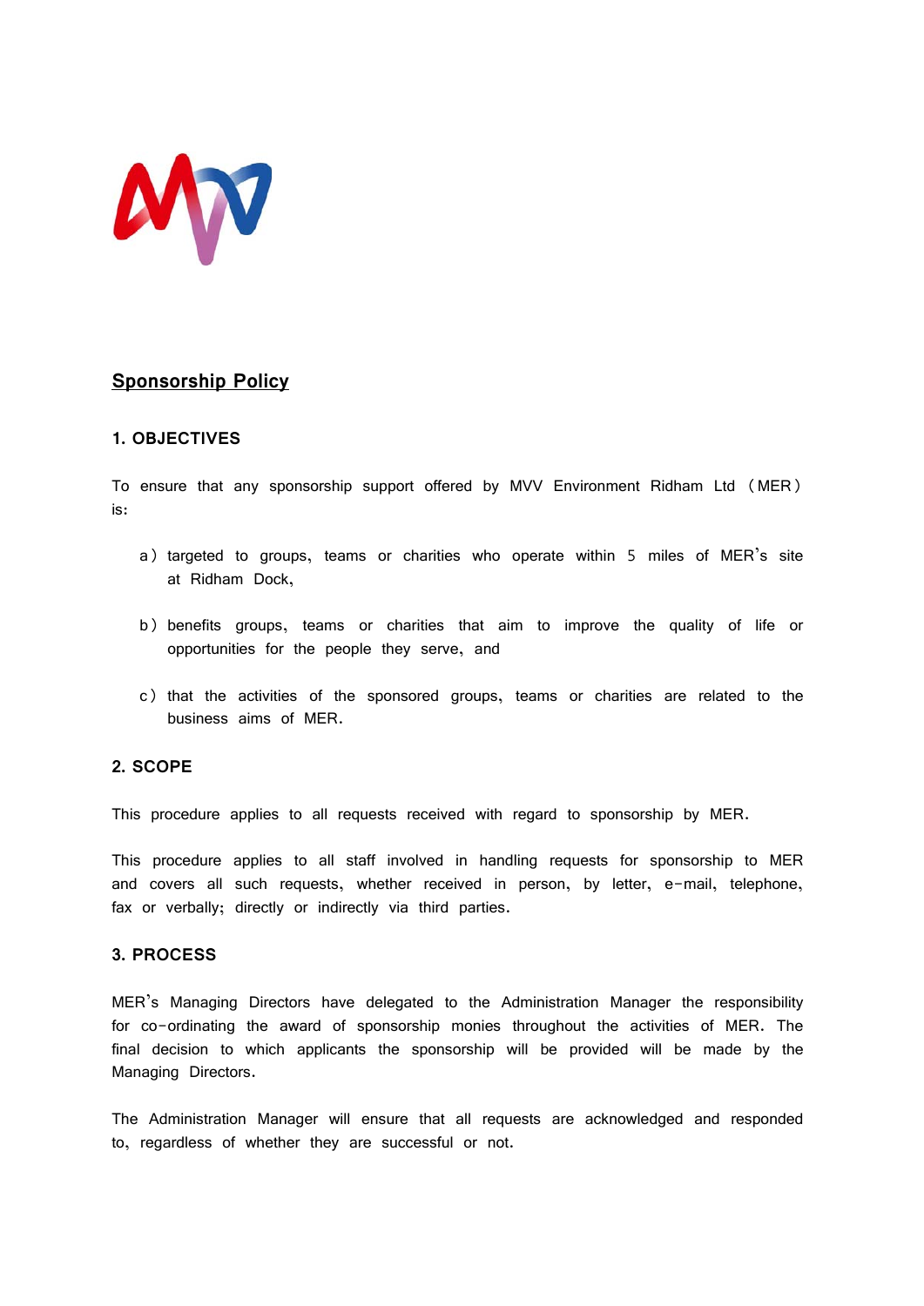# Sponsorship Policy

## 1. OBJECTIVES

To ensure that any sponsorship support offered by MVV Environment Ridham Ltd （MER） is:

a） targeted to groups, teams or charities who operate within 5 miles of MER's site at Ridham Dock,

b） benefits groups, teams or charities that aim to improve the quality of life or opportunities for the people they serve, and

c） that the activities of the sponsored groups, teams or charities are related to the business aims of MER.

## 2. SCOPE

This procedure applies to all requests received with regard to sponsorship by MER.

This procedure applies to all staff involved in handling requests for sponsorship to MER and covers all such requests, whether received in person, by letter, e-mail, telephone, fax or verbally; directly or indirectly via third parties.

## 3. PROCESS

MER's Managing Directors have delegated to the Administration Manager the responsibility for co-ordinating the award of sponsorship monies throughout the activities of MER. The final decision to which applicants the sponsorship will be provided will be made by the Managing Directors.

The Administration Manager will ensure that all requests are acknowledged and responded to, regardless of whether they are successful or not.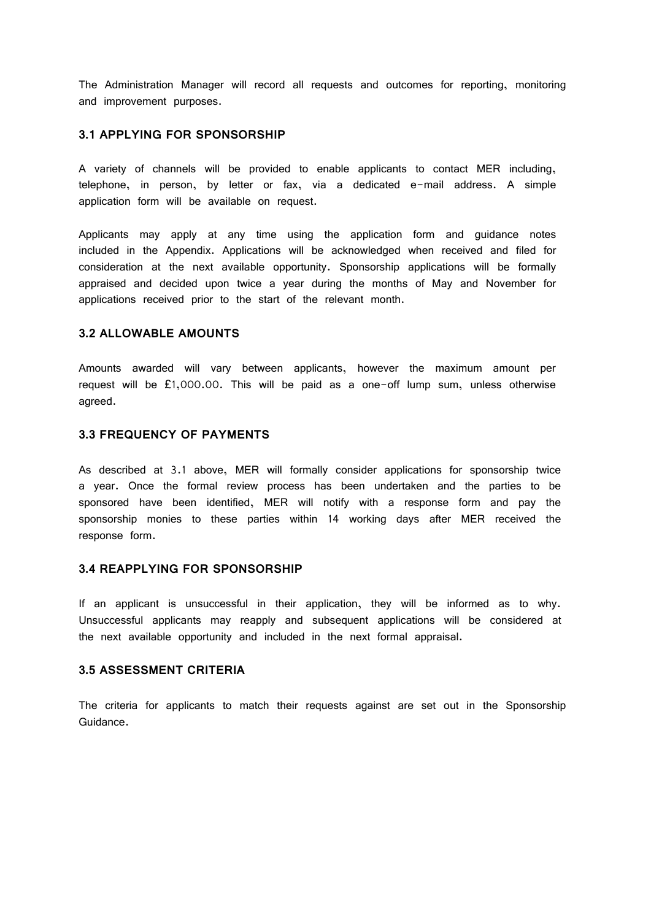The Administration Manager will record all requests and outcomes for reporting, monitoring and improvement purposes.

### 3.1 APPLYING FOR SPONSORSHIP

A variety of channels will be provided to enable applicants to contact MER including, telephone, in person, by letter or fax, via a dedicated e-mail address. A simple application form will be available on request.

Applicants may apply at any time using the application form and guidance notes included in the Appendix. Applications will be acknowledged when received and filed for consideration at the next available opportunity. Sponsorship applications will be formally appraised and decided upon twice a year during the months of May and November for applications received prior to the start of the relevant month.

### 3.2 ALLOWABLE AMOUNTS

Amounts awarded will vary between applicants, however the maximum amount per request will be £1,000.00. This will be paid as a one-off lump sum, unless otherwise agreed.

### 3.3 FREQUENCY OF PAYMENTS

As described at 3.1 above, MER will formally consider applications for sponsorship twice a year. Once the formal review process has been undertaken and the parties to be sponsored have been identified, MER will notify with a response form and pay the sponsorship monies to these parties within 14 working days after MER received the response form.

### 3.4 REAPPLYING FOR SPONSORSHIP

If an applicant is unsuccessful in their application, they will be informed as to why. Unsuccessful applicants may reapply and subsequent applications will be considered at the next available opportunity and included in the next formal appraisal.

### 3.5 ASSESSMENT CRITERIA

The criteria for applicants to match their requests against are set out in the Sponsorship Guidance.